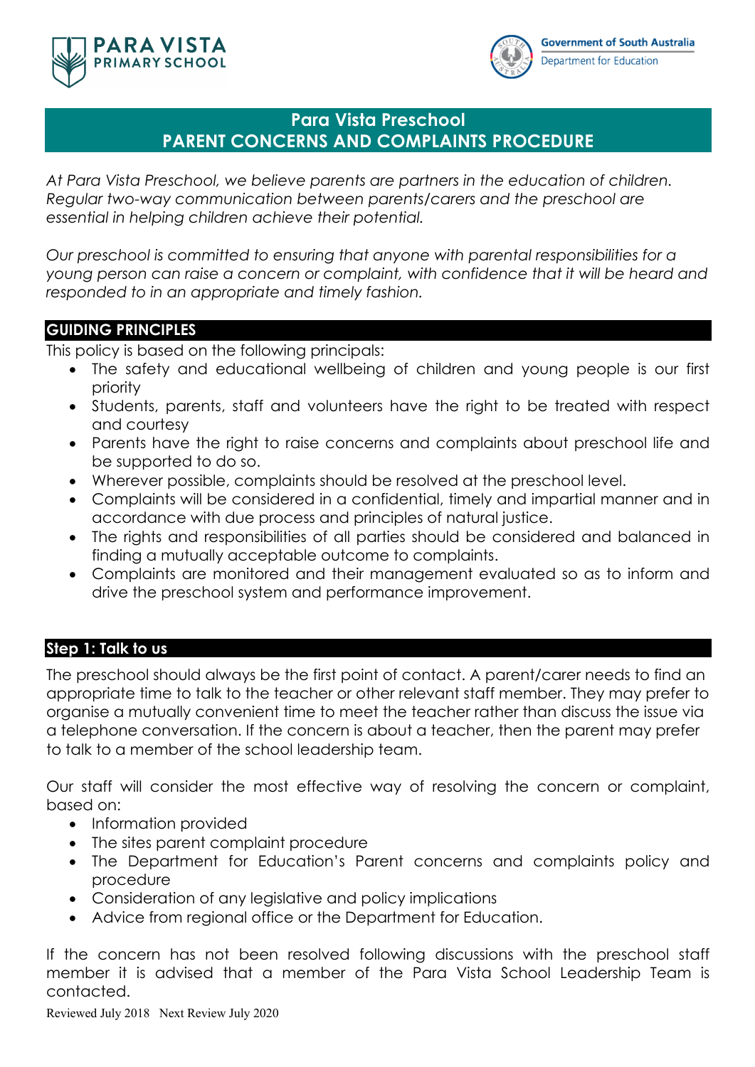PARA VISTA PRIMARY SCHOOL

Government of South Australia
Department for Education

# Para Vista Preschool
# PARENT CONCERNS AND COMPLAINTS PROCEDURE

*At Para Vista Preschool, we believe parents are partners in the education of children. Regular two-way communication between parents/carers and the preschool are essential in helping children achieve their potential.*

*Our preschool is committed to ensuring that anyone with parental responsibilities for a young person can raise a concern or complaint, with confidence that it will be heard and responded to in an appropriate and timely fashion.*

## GUIDING PRINCIPLES

This policy is based on the following principals:

- The safety and educational wellbeing of children and young people is our first priority
- Students, parents, staff and volunteers have the right to be treated with respect and courtesy
- Parents have the right to raise concerns and complaints about preschool life and be supported to do so.
- Wherever possible, complaints should be resolved at the preschool level.
- Complaints will be considered in a confidential, timely and impartial manner and in accordance with due process and principles of natural justice.
- The rights and responsibilities of all parties should be considered and balanced in finding a mutually acceptable outcome to complaints.
- Complaints are monitored and their management evaluated so as to inform and drive the preschool system and performance improvement.

## Step 1: Talk to us

The preschool should always be the first point of contact. A parent/carer needs to find an appropriate time to talk to the teacher or other relevant staff member. They may prefer to organise a mutually convenient time to meet the teacher rather than discuss the issue via a telephone conversation. If the concern is about a teacher, then the parent may prefer to talk to a member of the school leadership team.

Our staff will consider the most effective way of resolving the concern or complaint, based on:

- Information provided
- The sites parent complaint procedure
- The Department for Education's Parent concerns and complaints policy and procedure
- Consideration of any legislative and policy implications
- Advice from regional office or the Department for Education.

If the concern has not been resolved following discussions with the preschool staff member it is advised that a member of the Para Vista School Leadership Team is contacted.

Reviewed July 2018 Next Review July 2020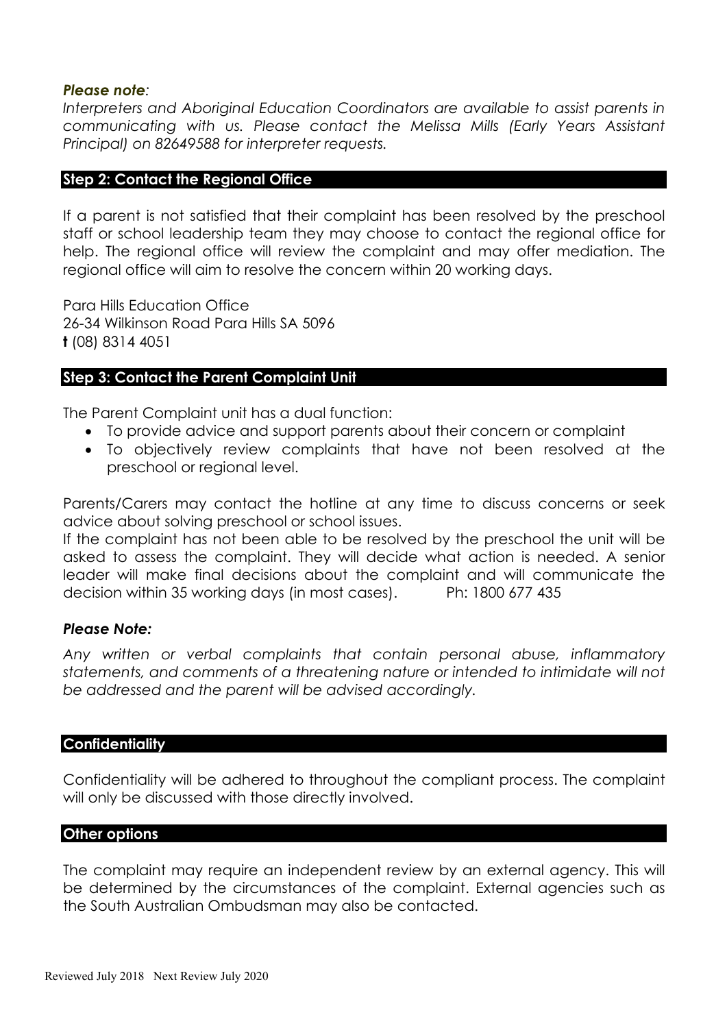***Please note:***

*Interpreters and Aboriginal Education Coordinators are available to assist parents in communicating with us. Please contact the Melissa Mills (Early Years Assistant Principal) on 82649588 for interpreter requests.*

## Step 2: Contact the Regional Office

If a parent is not satisfied that their complaint has been resolved by the preschool staff or school leadership team they may choose to contact the regional office for help. The regional office will review the complaint and may offer mediation. The regional office will aim to resolve the concern within 20 working days.

Para Hills Education Office
26-34 Wilkinson Road Para Hills SA 5096
**t** (08) 8314 4051

## Step 3: Contact the Parent Complaint Unit

The Parent Complaint unit has a dual function:

- To provide advice and support parents about their concern or complaint
- To objectively review complaints that have not been resolved at the preschool or regional level.

Parents/Carers may contact the hotline at any time to discuss concerns or seek advice about solving preschool or school issues.
If the complaint has not been able to be resolved by the preschool the unit will be asked to assess the complaint. They will decide what action is needed. A senior leader will make final decisions about the complaint and will communicate the decision within 35 working days (in most cases). Ph: 1800 677 435

***Please Note:***

*Any written or verbal complaints that contain personal abuse, inflammatory statements, and comments of a threatening nature or intended to intimidate will not be addressed and the parent will be advised accordingly.*

## Confidentiality

Confidentiality will be adhered to throughout the compliant process. The complaint will only be discussed with those directly involved.

## Other options

The complaint may require an independent review by an external agency. This will be determined by the circumstances of the complaint. External agencies such as the South Australian Ombudsman may also be contacted.

Reviewed July 2018 Next Review July 2020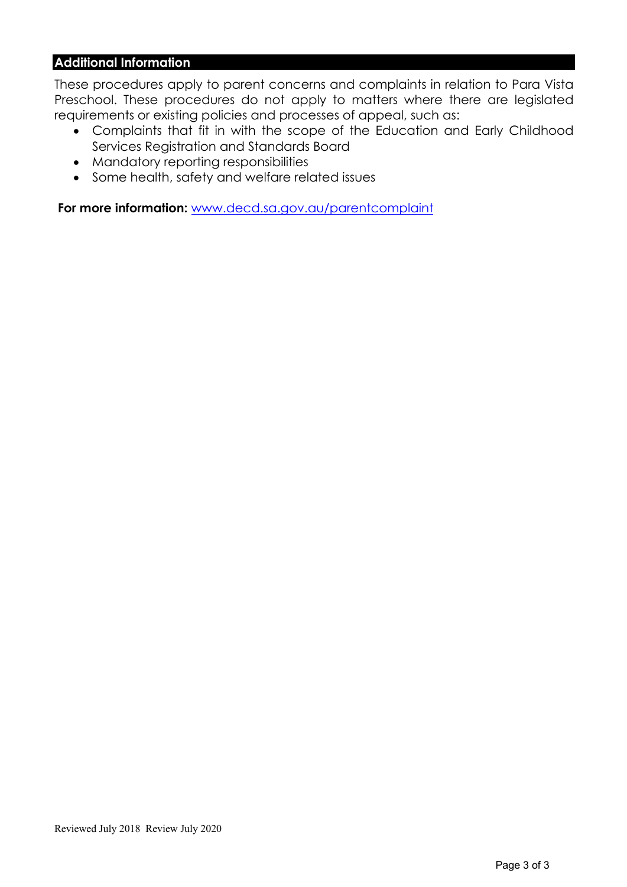## Additional Information

These procedures apply to parent concerns and complaints in relation to Para Vista Preschool. These procedures do not apply to matters where there are legislated requirements or existing policies and processes of appeal, such as:

- Complaints that fit in with the scope of the Education and Early Childhood Services Registration and Standards Board
- Mandatory reporting responsibilities
- Some health, safety and welfare related issues

**For more information:** www.decd.sa.gov.au/parentcomplaint

Reviewed July 2018 Review July 2020